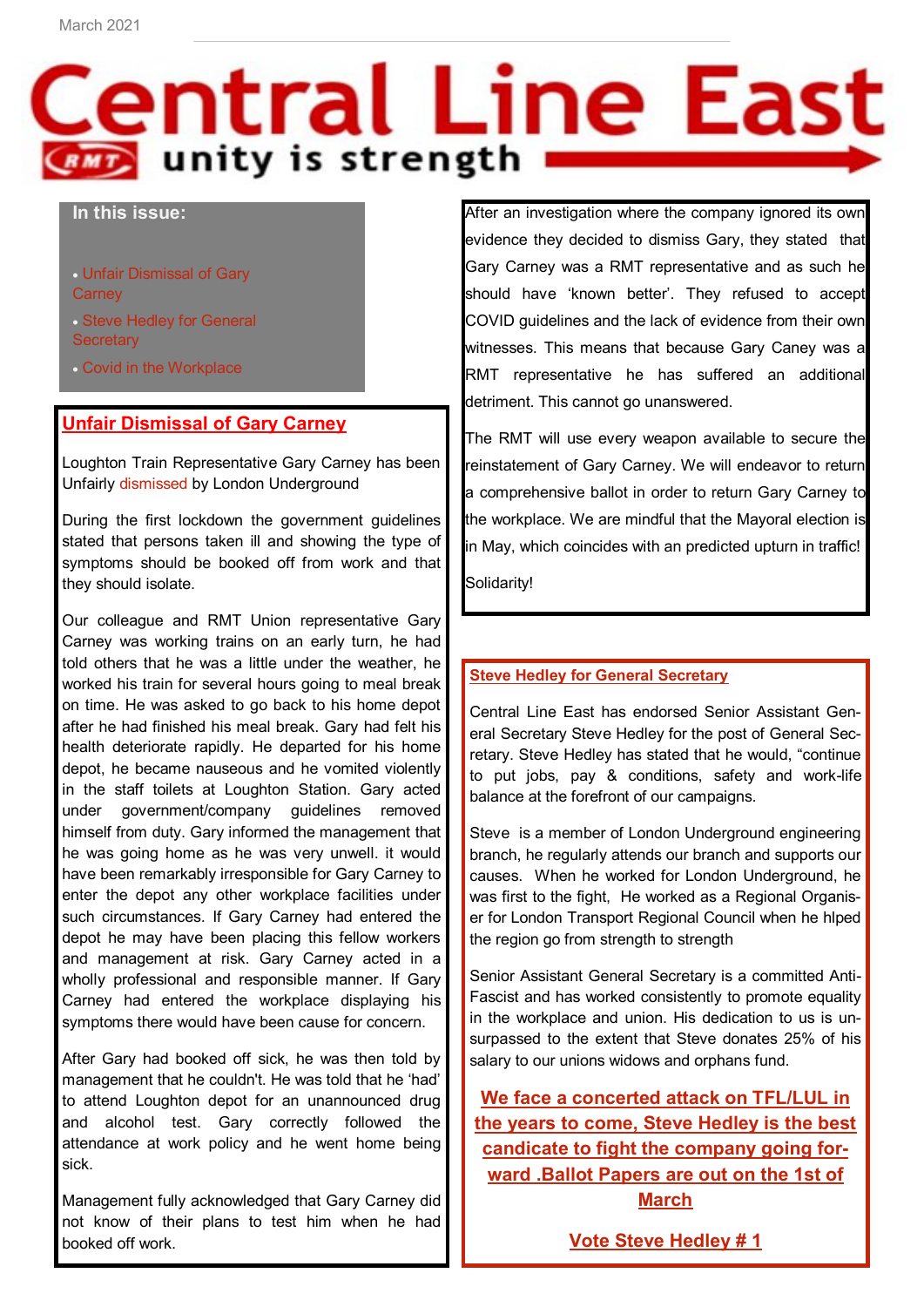March 2021

# Central Line East

**unity is strength**

**In this issue:**

- Unfair Dismissal of Gary Carney
- Steve Hedley for General Secretary
- Covid in the Workplace

## Unfair Dismissal of Gary Carney

Loughton Train Representative Gary Carney has been Unfairly dismissed by London Underground

During the first lockdown the government guidelines stated that persons taken ill and showing the type of symptoms should be booked off from work and that they should isolate.

Our colleague and RMT Union representative Gary Carney was working trains on an early turn, he had told others that he was a little under the weather, he worked his train for several hours going to meal break on time. He was asked to go back to his home depot after he had finished his meal break. Gary had felt his health deteriorate rapidly. He departed for his home depot, he became nauseous and he vomited violently in the staff toilets at Loughton Station. Gary acted under government/company guidelines removed himself from duty. Gary informed the management that he was going home as he was very unwell. it would have been remarkably irresponsible for Gary Carney to enter the depot any other workplace facilities under such circumstances. If Gary Carney had entered the depot he may have been placing this fellow workers and management at risk. Gary Carney acted in a wholly professional and responsible manner. If Gary Carney had entered the workplace displaying his symptoms there would have been cause for concern.

After Gary had booked off sick, he was then told by management that he couldn't. He was told that he 'had' to attend Loughton depot for an unannounced drug and alcohol test. Gary correctly followed the attendance at work policy and he went home being sick.

Management fully acknowledged that Gary Carney did not know of their plans to test him when he had booked off work.

After an investigation where the company ignored its own evidence they decided to dismiss Gary, they stated that Gary Carney was a RMT representative and as such he should have 'known better'. They refused to accept COVID guidelines and the lack of evidence from their own witnesses. This means that because Gary Caney was a RMT representative he has suffered an additional detriment. This cannot go unanswered.

The RMT will use every weapon available to secure the reinstatement of Gary Carney. We will endeavor to return a comprehensive ballot in order to return Gary Carney to the workplace. We are mindful that the Mayoral election is in May, which coincides with an predicted upturn in traffic!

Solidarity!

## Steve Hedley for General Secretary

Central Line East has endorsed Senior Assistant General Secretary Steve Hedley for the post of General Secretary. Steve Hedley has stated that he would, "continue to put jobs, pay & conditions, safety and work-life balance at the forefront of our campaigns.

Steve is a member of London Underground engineering branch, he regularly attends our branch and supports our causes. When he worked for London Underground, he was first to the fight, He worked as a Regional Organiser for London Transport Regional Council when he hlped the region go from strength to strength

Senior Assistant General Secretary is a committed Anti-Fascist and has worked consistently to promote equality in the workplace and union. His dedication to us is unsurpassed to the extent that Steve donates 25% of his salary to our unions widows and orphans fund.

**We face a concerted attack on TFL/LUL in the years to come, Steve Hedley is the best candicate to fight the company going forward .Ballot Papers are out on the 1st of March**

**Vote Steve Hedley # 1**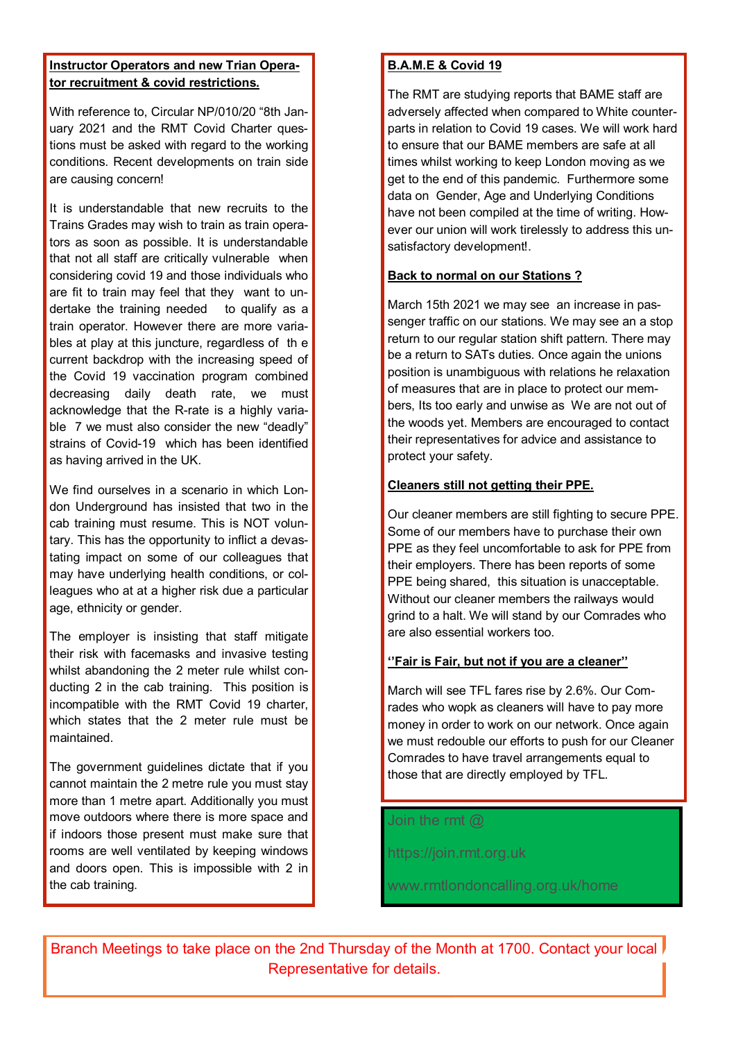## Instructor Operators and new Trian Operator recruitment & covid restrictions.

With reference to, Circular NP/010/20 "8th January 2021 and the RMT Covid Charter questions must be asked with regard to the working conditions. Recent developments on train side are causing concern!

It is understandable that new recruits to the Trains Grades may wish to train as train operators as soon as possible. It is understandable that not all staff are critically vulnerable when considering covid 19 and those individuals who are fit to train may feel that they want to undertake the training needed to qualify as a train operator. However there are more variables at play at this juncture, regardless of th e current backdrop with the increasing speed of the Covid 19 vaccination program combined decreasing daily death rate, we must acknowledge that the R-rate is a highly variable 7 we must also consider the new "deadly" strains of Covid-19 which has been identified as having arrived in the UK.

We find ourselves in a scenario in which London Underground has insisted that two in the cab training must resume. This is NOT voluntary. This has the opportunity to inflict a devastating impact on some of our colleagues that may have underlying health conditions, or colleagues who at at a higher risk due a particular age, ethnicity or gender.

The employer is insisting that staff mitigate their risk with facemasks and invasive testing whilst abandoning the 2 meter rule whilst conducting 2 in the cab training. This position is incompatible with the RMT Covid 19 charter, which states that the 2 meter rule must be maintained.

The government guidelines dictate that if you cannot maintain the 2 metre rule you must stay more than 1 metre apart. Additionally you must move outdoors where there is more space and if indoors those present must make sure that rooms are well ventilated by keeping windows and doors open. This is impossible with 2 in the cab training.

## B.A.M.E & Covid 19

The RMT are studying reports that BAME staff are adversely affected when compared to White counterparts in relation to Covid 19 cases. We will work hard to ensure that our BAME members are safe at all times whilst working to keep London moving as we get to the end of this pandemic. Furthermore some data on Gender, Age and Underlying Conditions have not been compiled at the time of writing. However our union will work tirelessly to address this unsatisfactory development!.

## Back to normal on our Stations ?

March 15th 2021 we may see an increase in passenger traffic on our stations. We may see an a stop return to our regular station shift pattern. There may be a return to SATs duties. Once again the unions position is unambiguous with relations he relaxation of measures that are in place to protect our members, Its too early and unwise as We are not out of the woods yet. Members are encouraged to contact their representatives for advice and assistance to protect your safety.

## Cleaners still not getting their PPE.

Our cleaner members are still fighting to secure PPE. Some of our members have to purchase their own PPE as they feel uncomfortable to ask for PPE from their employers. There has been reports of some PPE being shared, this situation is unacceptable. Without our cleaner members the railways would grind to a halt. We will stand by our Comrades who are also essential workers too.

## ''Fair is Fair, but not if you are a cleaner''

March will see TFL fares rise by 2.6%. Our Comrades who wopk as cleaners will have to pay more money in order to work on our network. Once again we must redouble our efforts to push for our Cleaner Comrades to have travel arrangements equal to those that are directly employed by TFL.

Join the rmt @

https://join.rmt.org.uk

www.rmtlondoncalling.org.uk/home

Branch Meetings to take place on the 2nd Thursday of the Month at 1700. Contact your local Representative for details.